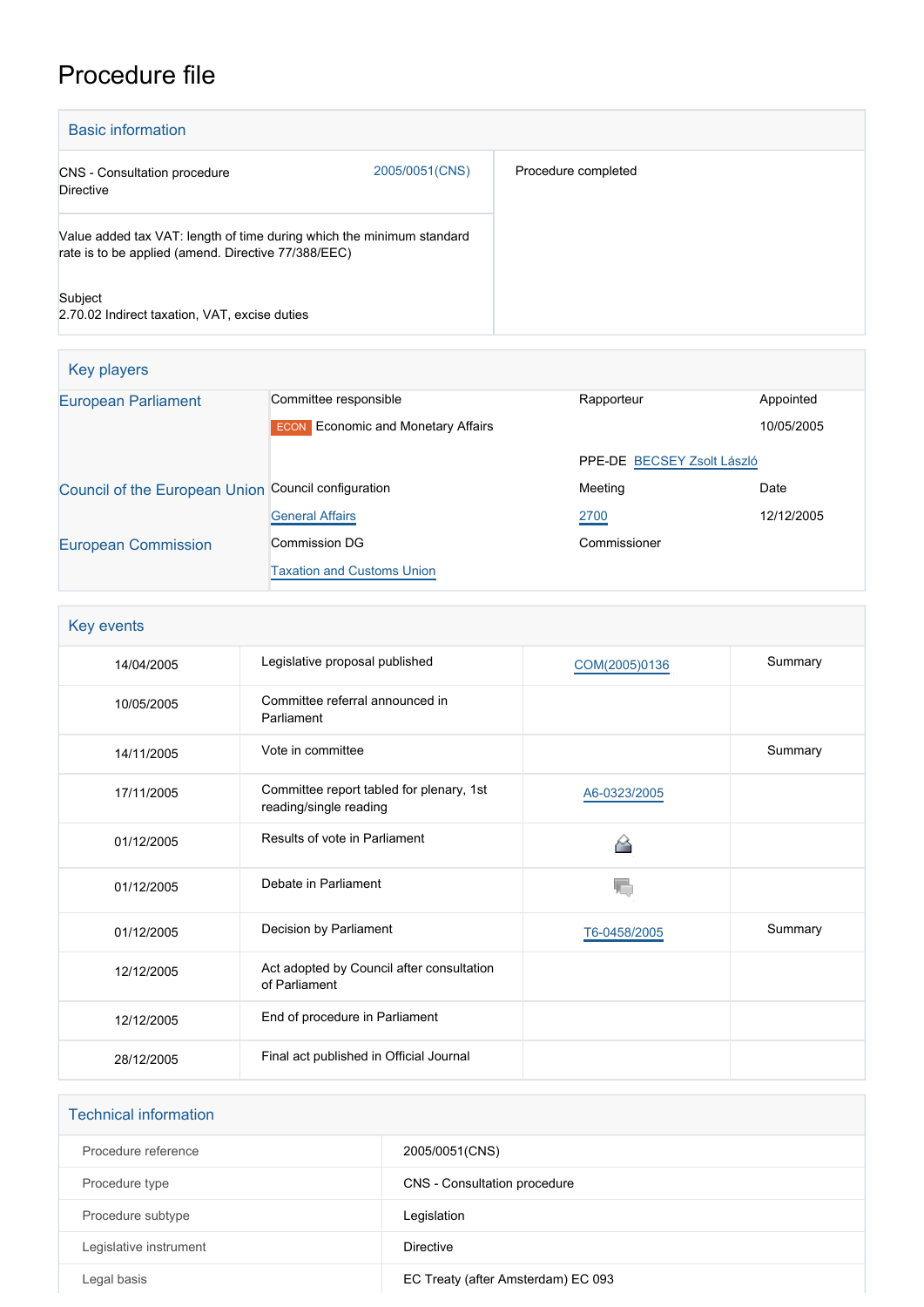# Procedure file

## Basic information

| | |
|---|---|
| CNS - Consultation procedure<br>Directive | 2005/0051(CNS) |
| Value added tax VAT: length of time during which the minimum standard rate is to be applied (amend. Directive 77/388/EEC)<br><br>Subject<br>2.70.02 Indirect taxation, VAT, excise duties | |

Procedure completed

## Key players

| | | | |
|---|---|---|---|
| European Parliament | Committee responsible | Rapporteur | Appointed |
| | ECON Economic and Monetary Affairs | | 10/05/2005 |
| | | PPE-DE BECSEY Zsolt László | |
| Council of the European Union | Council configuration | Meeting | Date |
| | General Affairs | 2700 | 12/12/2005 |
| European Commission | Commission DG | Commissioner | |
| | Taxation and Customs Union | | |

## Key events

| | | | |
|---|---|---|---|
| 14/04/2005 | Legislative proposal published | COM(2005)0136 | Summary |
| 10/05/2005 | Committee referral announced in Parliament | | |
| 14/11/2005 | Vote in committee | | Summary |
| 17/11/2005 | Committee report tabled for plenary, 1st reading/single reading | A6-0323/2005 | |
| 01/12/2005 | Results of vote in Parliament | | |
| 01/12/2005 | Debate in Parliament | | |
| 01/12/2005 | Decision by Parliament | T6-0458/2005 | Summary |
| 12/12/2005 | Act adopted by Council after consultation of Parliament | | |
| 12/12/2005 | End of procedure in Parliament | | |
| 28/12/2005 | Final act published in Official Journal | | |

## Technical information

| | |
|---|---|
| Procedure reference | 2005/0051(CNS) |
| Procedure type | CNS - Consultation procedure |
| Procedure subtype | Legislation |
| Legislative instrument | Directive |
| Legal basis | EC Treaty (after Amsterdam) EC 093 |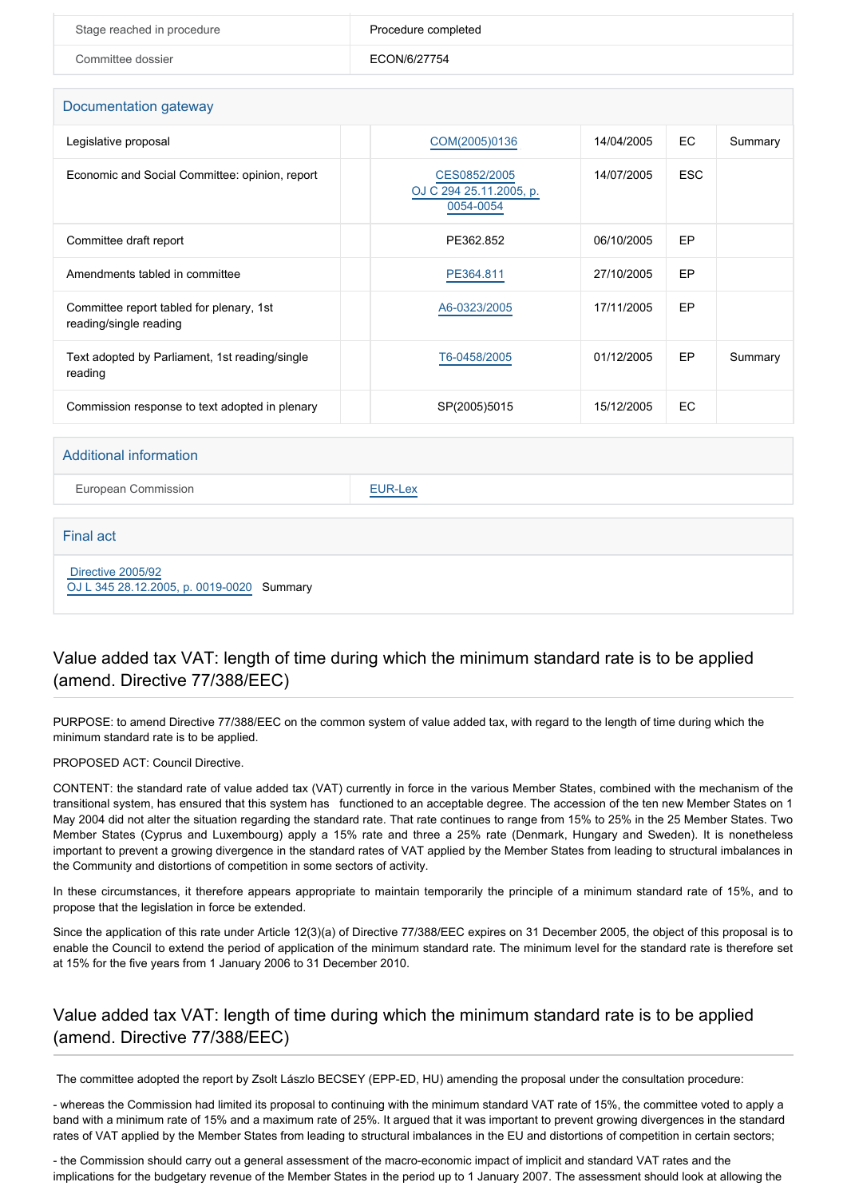| | |
|---|---|
| Stage reached in procedure | Procedure completed |
| Committee dossier | ECON/6/27754 |

## Documentation gateway

| | | | | |
|---|---|---|---|---|
| Legislative proposal | COM(2005)0136 | 14/04/2005 | EC | Summary |
| Economic and Social Committee: opinion, report | CES0852/2005 OJ C 294 25.11.2005, p. 0054-0054 | 14/07/2005 | ESC | |
| Committee draft report | PE362.852 | 06/10/2005 | EP | |
| Amendments tabled in committee | PE364.811 | 27/10/2005 | EP | |
| Committee report tabled for plenary, 1st reading/single reading | A6-0323/2005 | 17/11/2005 | EP | |
| Text adopted by Parliament, 1st reading/single reading | T6-0458/2005 | 01/12/2005 | EP | Summary |
| Commission response to text adopted in plenary | SP(2005)5015 | 15/12/2005 | EC | |

## Additional information

| | |
|---|---|
| European Commission | EUR-Lex |

## Final act

Directive 2005/92
OJ L 345 28.12.2005, p. 0019-0020 Summary

## Value added tax VAT: length of time during which the minimum standard rate is to be applied (amend. Directive 77/388/EEC)

PURPOSE: to amend Directive 77/388/EEC on the common system of value added tax, with regard to the length of time during which the minimum standard rate is to be applied.

PROPOSED ACT: Council Directive.

CONTENT: the standard rate of value added tax (VAT) currently in force in the various Member States, combined with the mechanism of the transitional system, has ensured that this system has functioned to an acceptable degree. The accession of the ten new Member States on 1 May 2004 did not alter the situation regarding the standard rate. That rate continues to range from 15% to 25% in the 25 Member States. Two Member States (Cyprus and Luxembourg) apply a 15% rate and three a 25% rate (Denmark, Hungary and Sweden). It is nonetheless important to prevent a growing divergence in the standard rates of VAT applied by the Member States from leading to structural imbalances in the Community and distortions of competition in some sectors of activity.

In these circumstances, it therefore appears appropriate to maintain temporarily the principle of a minimum standard rate of 15%, and to propose that the legislation in force be extended.

Since the application of this rate under Article 12(3)(a) of Directive 77/388/EEC expires on 31 December 2005, the object of this proposal is to enable the Council to extend the period of application of the minimum standard rate. The minimum level for the standard rate is therefore set at 15% for the five years from 1 January 2006 to 31 December 2010.

## Value added tax VAT: length of time during which the minimum standard rate is to be applied (amend. Directive 77/388/EEC)

The committee adopted the report by Zsolt Lászlo BECSEY (EPP-ED, HU) amending the proposal under the consultation procedure:

- whereas the Commission had limited its proposal to continuing with the minimum standard VAT rate of 15%, the committee voted to apply a band with a minimum rate of 15% and a maximum rate of 25%. It argued that it was important to prevent growing divergences in the standard rates of VAT applied by the Member States from leading to structural imbalances in the EU and distortions of competition in certain sectors;

- the Commission should carry out a general assessment of the macro-economic impact of implicit and standard VAT rates and the implications for the budgetary revenue of the Member States in the period up to 1 January 2007. The assessment should look at allowing the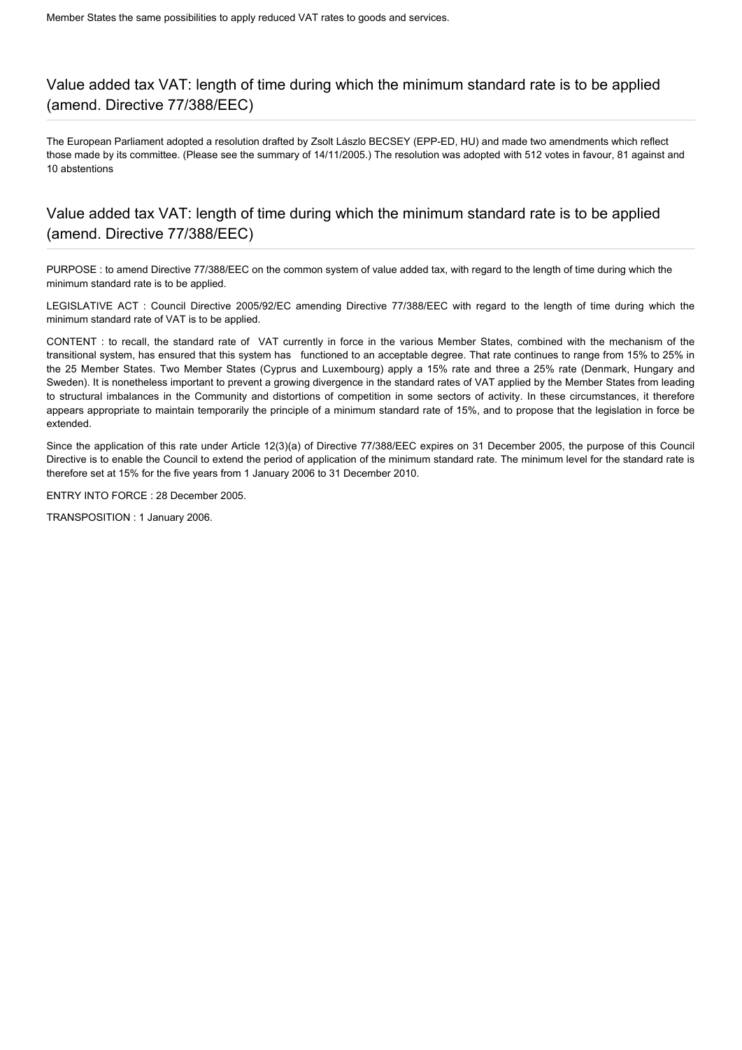Member States the same possibilities to apply reduced VAT rates to goods and services.

## Value added tax VAT: length of time during which the minimum standard rate is to be applied (amend. Directive 77/388/EEC)

The European Parliament adopted a resolution drafted by Zsolt Lászlo BECSEY (EPP-ED, HU) and made two amendments which reflect those made by its committee. (Please see the summary of 14/11/2005.) The resolution was adopted with 512 votes in favour, 81 against and 10 abstentions

## Value added tax VAT: length of time during which the minimum standard rate is to be applied (amend. Directive 77/388/EEC)

PURPOSE : to amend Directive 77/388/EEC on the common system of value added tax, with regard to the length of time during which the minimum standard rate is to be applied.

LEGISLATIVE ACT : Council Directive 2005/92/EC amending Directive 77/388/EEC with regard to the length of time during which the minimum standard rate of VAT is to be applied.

CONTENT : to recall, the standard rate of VAT currently in force in the various Member States, combined with the mechanism of the transitional system, has ensured that this system has functioned to an acceptable degree. That rate continues to range from 15% to 25% in the 25 Member States. Two Member States (Cyprus and Luxembourg) apply a 15% rate and three a 25% rate (Denmark, Hungary and Sweden). It is nonetheless important to prevent a growing divergence in the standard rates of VAT applied by the Member States from leading to structural imbalances in the Community and distortions of competition in some sectors of activity. In these circumstances, it therefore appears appropriate to maintain temporarily the principle of a minimum standard rate of 15%, and to propose that the legislation in force be extended.

Since the application of this rate under Article 12(3)(a) of Directive 77/388/EEC expires on 31 December 2005, the purpose of this Council Directive is to enable the Council to extend the period of application of the minimum standard rate. The minimum level for the standard rate is therefore set at 15% for the five years from 1 January 2006 to 31 December 2010.

ENTRY INTO FORCE : 28 December 2005.

TRANSPOSITION : 1 January 2006.